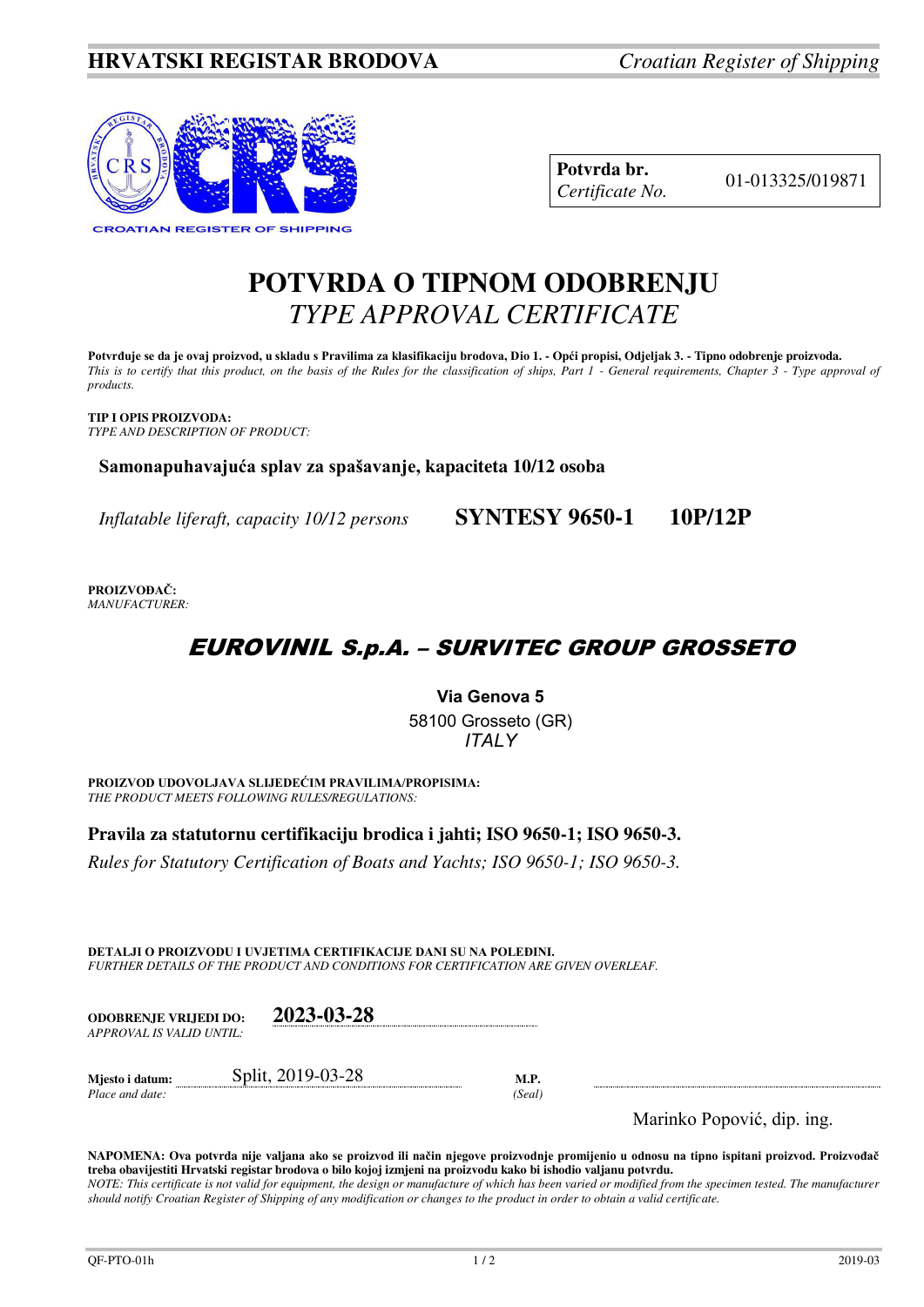**HRVATSKI REGISTAR BRODOVA** *Croatian Register of Shipping*

CROATIAN REGISTER OF SHIPPING

| **Potvrda br.** *Certificate No.* | 01-013325/019871 |
|---|---|

# POTVRDA O TIPNOM ODOBRENJU
## *TYPE APPROVAL CERTIFICATE*

**Potvrđuje se da je ovaj proizvod, u skladu s Pravilima za klasifikaciju brodova, Dio 1. - Opći propisi, Odjeljak 3. - Tipno odobrenje proizvoda.**
*This is to certify that this product, on the basis of the Rules for the classification of ships, Part 1 - General requirements, Chapter 3 - Type approval of products.*

**TIP I OPIS PROIZVODA:**
*TYPE AND DESCRIPTION OF PRODUCT:*

**Samonapuhavajuća splav za spašavanje, kapaciteta 10/12 osoba**

*Inflatable liferaft, capacity 10/12 persons* **SYNTESY 9650-1 10P/12P**

**PROIZVOĐAČ:**
*MANUFACTURER:*

***EUROVINIL S.p.A. – SURVITEC GROUP GROSSETO***

**Via Genova 5**
58100 Grosseto (GR)
*ITALY*

**PROIZVOD UDOVOLJAVA SLIJEDEĆIM PRAVILIMA/PROPISIMA:**
*THE PRODUCT MEETS FOLLOWING RULES/REGULATIONS:*

**Pravila za statutornu certifikaciju brodica i jahti; ISO 9650-1; ISO 9650-3.**
*Rules for Statutory Certification of Boats and Yachts; ISO 9650-1; ISO 9650-3.*

**DETALJI O PROIZVODU I UVJETIMA CERTIFIKACIJE DANI SU NA POLEĐINI.**
*FURTHER DETAILS OF THE PRODUCT AND CONDITIONS FOR CERTIFICATION ARE GIVEN OVERLEAF.*

**ODOBRENJE VRIJEDI DO:** *APPROVAL IS VALID UNTIL:* **2023-03-28**

**Mjesto i datum:** *Place and date:* Split, 2019-03-28

**M.P.** *(Seal)*

Marinko Popović, dip. ing.

**NAPOMENA: Ova potvrda nije valjana ako se proizvod ili način njegove proizvodnje promijenio u odnosu na tipno ispitani proizvod. Proizvođač treba obavijestiti Hrvatski registar brodova o bilo kojoj izmjeni na proizvodu kako bi ishodio valjanu potvrdu.**
*NOTE: This certificate is not valid for equipment, the design or manufacture of which has been varied or modified from the specimen tested. The manufacturer should notify Croatian Register of Shipping of any modification or changes to the product in order to obtain a valid certificate.*

QF-PTO-01h 2019-03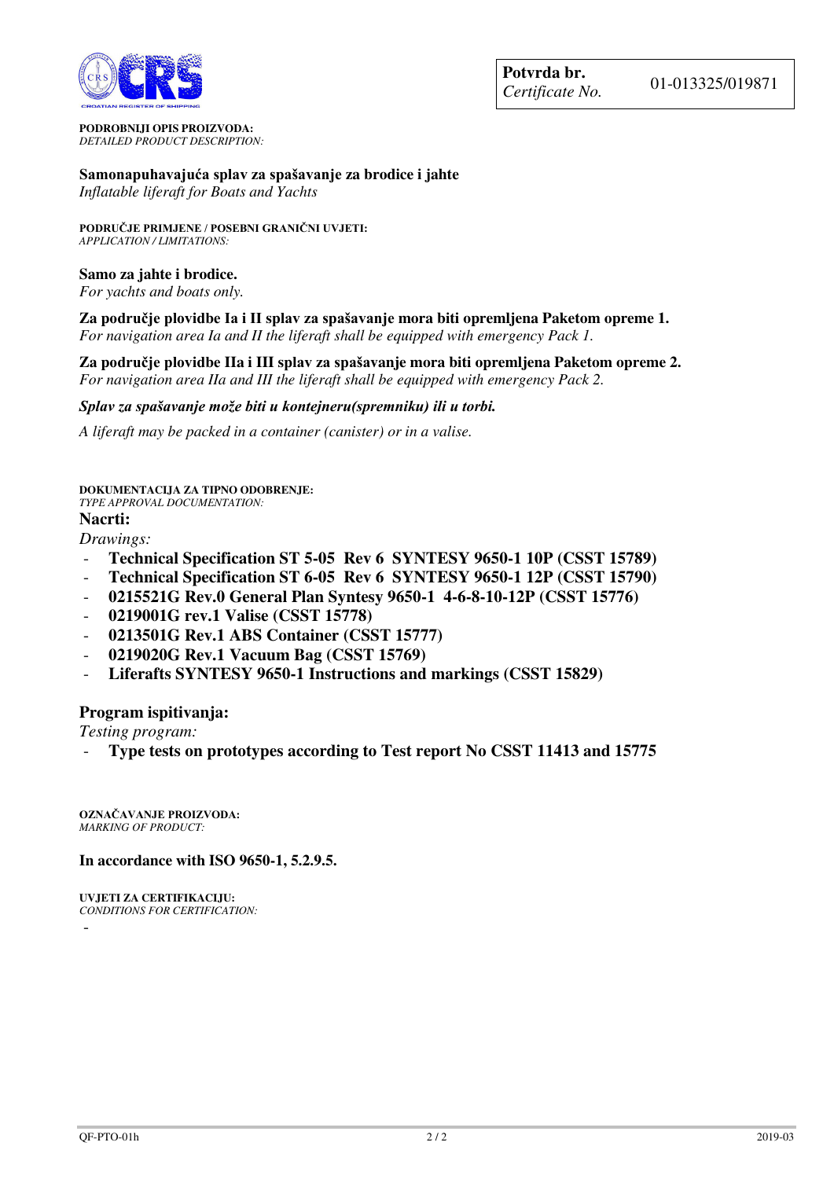| Potvrda br. *Certificate No.* | 01-013325/019871 |
| --- | --- |

**PODROBNIJI OPIS PROIZVODA:**
*DETAILED PRODUCT DESCRIPTION:*

**Samonapuhavajuća splav za spašavanje za brodice i jahte**
*Inflatable liferaft for Boats and Yachts*

**PODRUČJE PRIMJENE / POSEBNI GRANIČNI UVJETI:**
*APPLICATION / LIMITATIONS:*

**Samo za jahte i brodice.**
*For yachts and boats only.*

**Za područje plovidbe Ia i II splav za spašavanje mora biti opremljena Paketom opreme 1.**
*For navigation area Ia and II the liferaft shall be equipped with emergency Pack 1.*

**Za područje plovidbe IIa i III splav za spašavanje mora biti opremljena Paketom opreme 2.**
*For navigation area IIa and III the liferaft shall be equipped with emergency Pack 2.*

***Splav za spašavanje može biti u kontejneru(spremniku) ili u torbi.***

*A liferaft may be packed in a container (canister) or in a valise.*

**DOKUMENTACIJA ZA TIPNO ODOBRENJE:**
*TYPE APPROVAL DOCUMENTATION:*

**Nacrti:**
*Drawings:*

- **Technical Specification ST 5-05 Rev 6 SYNTESY 9650-1 10P (CSST 15789)**
- **Technical Specification ST 6-05 Rev 6 SYNTESY 9650-1 12P (CSST 15790)**
- **0215521G Rev.0 General Plan Syntesy 9650-1 4-6-8-10-12P (CSST 15776)**
- **0219001G rev.1 Valise (CSST 15778)**
- **0213501G Rev.1 ABS Container (CSST 15777)**
- **0219020G Rev.1 Vacuum Bag (CSST 15769)**
- **Liferafts SYNTESY 9650-1 Instructions and markings (CSST 15829)**

**Program ispitivanja:**
*Testing program:*

- **Type tests on prototypes according to Test report No CSST 11413 and 15775**

**OZNAČAVANJE PROIZVODA:**
*MARKING OF PRODUCT:*

**In accordance with ISO 9650-1, 5.2.9.5.**

**UVJETI ZA CERTIFIKACIJU:**
*CONDITIONS FOR CERTIFICATION:*

-